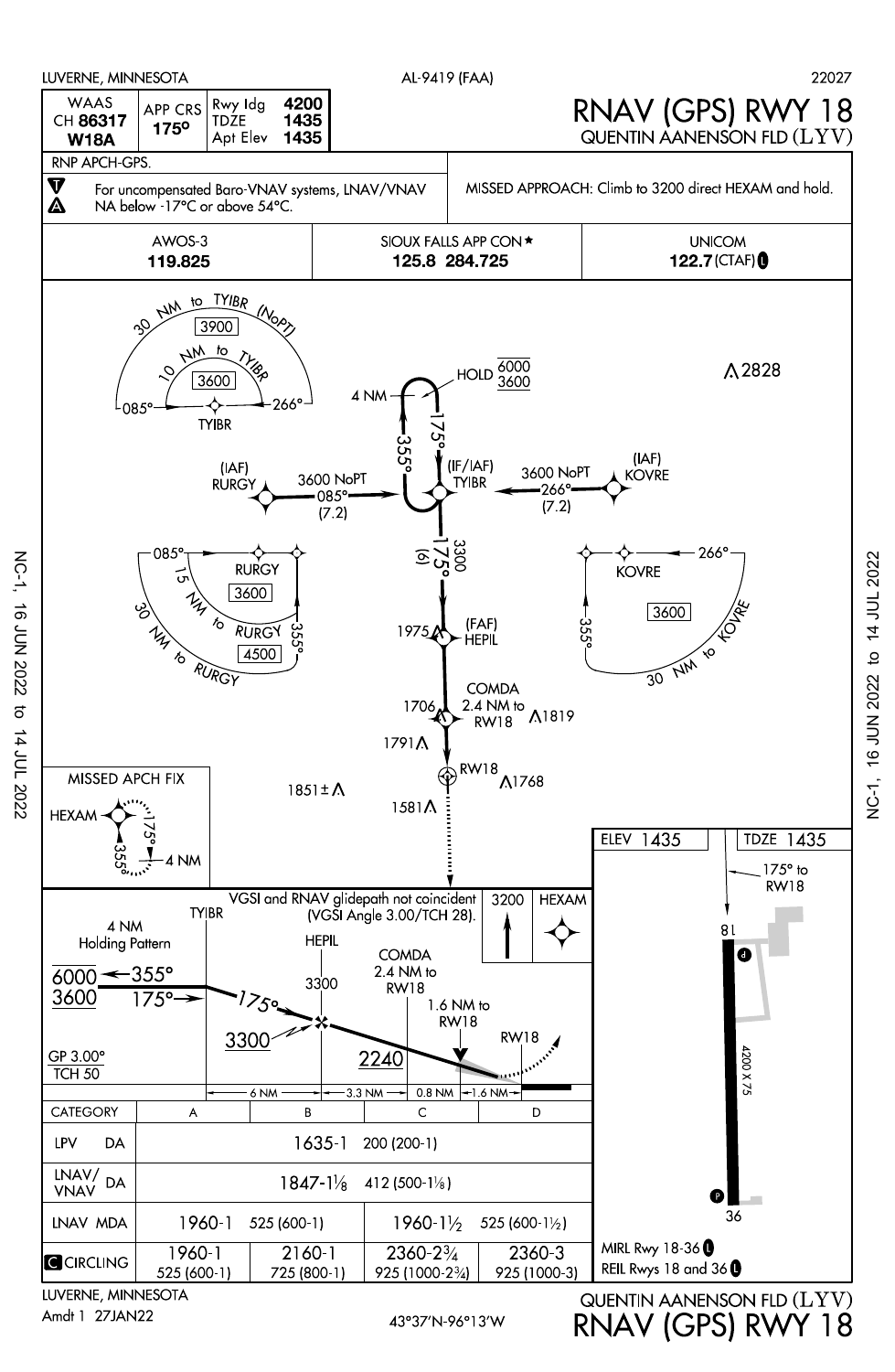LUVERNE, MINNESOTA — AL-9419 (FAA) — 22027

# RNAV (GPS) RWY 18
## QUENTIN AANENSON FLD (LYV)

| WAAS CH 86317 W18A | APP CRS 175° | Rwy ldg 4200 / TDZE 1435 / Apt Elev 1435 |
|---|---|---|

RNP APCH-GPS.

For uncompensated Baro-VNAV systems, LNAV/VNAV NA below -17°C or above 54°C.

MISSED APPROACH: Climb to 3200 direct HEXAM and hold.

| AWOS-3 | SIOUX FALLS APP CON ★ | UNICOM |
|---|---|---|
| 119.825 | 125.8 284.725 | 122.7 (CTAF) L |

Plan view:

- TYIBR (IF/IAF): 30 NM to TYIBR (NoPT) 3900; 10 NM to TYIBR 3600; 085°–266°
- HOLD 6000/3600, 4 NM, 175°/355°
- RURGY (IAF): 3600 NoPT 085° (7.2) to TYIBR; 15 NM to RURGY 3600; 30 NM to RURGY 4500; 085°, 355°
- KOVRE (IAF): 3600 NoPT 266° (7.2) to TYIBR; 30 NM to KOVRE 3600; 266°, 355°
- TYIBR to HEPIL: 175° (6) 3300
- HEPIL (FAF)
- COMDA 2.4 NM to RW18
- RW18
- Obstacles: 2828, 1975, 1706, 1819, 1791, 1768, 1851±, 1581
- MISSED APCH FIX: HEXAM, 175°/355°, 4 NM

Profile view:

- VGSI and RNAV glidepath not coincident (VGSI Angle 3.00/TCH 28).
- 4 NM Holding Pattern 6000/3600, 355°/175°
- TYIBR, HEPIL 3300, COMDA 2.4 NM to RW18 2240, 1.6 NM to RW18, RW18
- 3300, 175°
- GP 3.00° TCH 50
- 6 NM — 3.3 NM — 0.8 NM — 1.6 NM
- Missed approach: 3200, HEXAM

| CATEGORY | A | B | C | D |
|---|---|---|---|---|
| LPV DA | 1635-1 200 (200-1) | | | |
| LNAV/VNAV DA | 1847-1⅛ 412 (500-1⅛) | | | |
| LNAV MDA | 1960-1 525 (600-1) | | 1960-1½ 525 (600-1½) | |
| C CIRCLING | 1960-1 525 (600-1) | 2160-1 725 (800-1) | 2360-2¾ 925 (1000-2¾) | 2360-3 925 (1000-3) |

Airport diagram: ELEV 1435; TDZE 1435; 175° to RW18; Rwy 18-36, 4200 X 75

MIRL Rwy 18-36 L

REIL Rwys 18 and 36 L

LUVERNE, MINNESOTA

Amdt 1 27JAN22

43°37'N-96°13'W

QUENTIN AANENSON FLD (LYV)

RNAV (GPS) RWY 18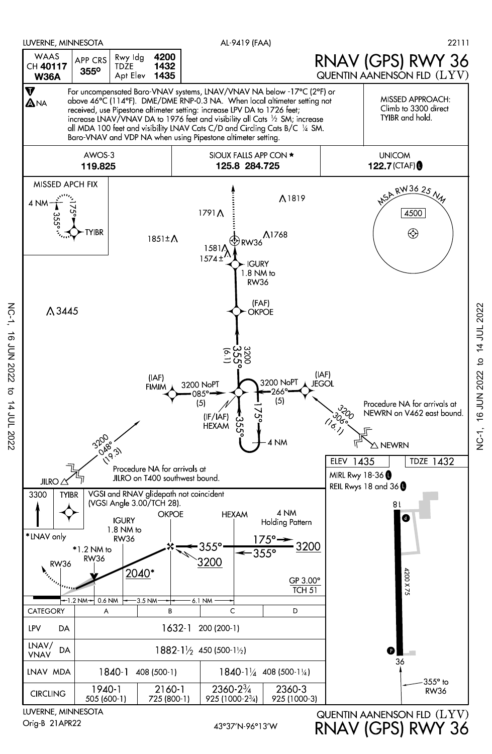LUVERNE, MINNESOTA

AL-9419 (FAA)

22111

| WAAS CH 40117 W36A | APP CRS 355° | Rwy ldg 4200 | TDZE 1432 | Apt Elev 1435 |
|---|---|---|---|---|

# RNAV (GPS) RWY 36

## QUENTIN AANENSON FLD (LYV)

For uncompensated Baro-VNAV systems, LNAV/VNAV NA below -17°C (2°F) or above 46°C (114°F). DME/DME RNP-0.3 NA. When local altimeter setting not received, use Pipestone altimeter setting: increase LPV DA to 1726 feet; increase LNAV/VNAV DA to 1976 feet and visibility all Cats ½ SM; increase all MDA 100 feet and visibility LNAV Cats C/D and Circling Cats B/C ¼ SM. Baro-VNAV and VDP NA when using Pipestone altimeter setting.

MISSED APPROACH: Climb to 3300 direct TYIBR and hold.

| AWOS-3 | SIOUX FALLS APP CON ★ | UNICOM |
|---|---|---|
| 119.825 | 125.8 284.725 | 122.7 (CTAF) |

MISSED APCH FIX
4 NM
175°
355°
TYIBR

MSA RW36 25 NM
4500

1819
1791
1768
1851±
RW36
1581
1574±
IGURY
1.8 NM to RW36
3445
(FAF) OKPOE
3200
355°
(6.1)
(IAF) FIMIM
3200 NoPT
085°
(5)
(IF/IAF) HEXAM
175°
355°
4 NM
(IAF) JEGOL
3200 NoPT
266°
(5)
3200
306°
(16.1)
Procedure NA for arrivals at NEWRN on V462 east bound.
NEWRN
3200
048°
(19.3)
Procedure NA for arrivals at JILRO on T400 southwest bound.
JILRO

3300 TYIBR
VGSI and RNAV glidepath not coincident (VGSI Angle 3.00/TCH 28).
*LNAV only
IGURY
1.8 NM to RW36
*1.2 NM to RW36
RW36
OKPOE
HEXAM
4 NM Holding Pattern
355°
175°
355°
3200
3200
2040*
GP 3.00°
TCH 51
1.2 NM
0.6 NM
3.5 NM
6.1 NM

ELEV 1435
TDZE 1432
MIRL Rwy 18-36
REIL Rwys 18 and 36
18
4200 X 75
36
355° to RW36

| CATEGORY | A | B | C | D |
|---|---|---|---|---|
| LPV DA | 1632-1 200 (200-1) | | | |
| LNAV/ VNAV DA | 1882-1½ 450 (500-1½) | | | |
| LNAV MDA | 1840-1 408 (500-1) | | 1840-1¼ 408 (500-1¼) | |
| CIRCLING | 1940-1 505 (600-1) | 2160-1 725 (800-1) | 2360-2¾ 925 (1000-2¾) | 2360-3 925 (1000-3) |

LUVERNE, MINNESOTA
Orig-B 21APR22

43°37'N-96°13'W

QUENTIN AANENSON FLD (LYV)
RNAV (GPS) RWY 36